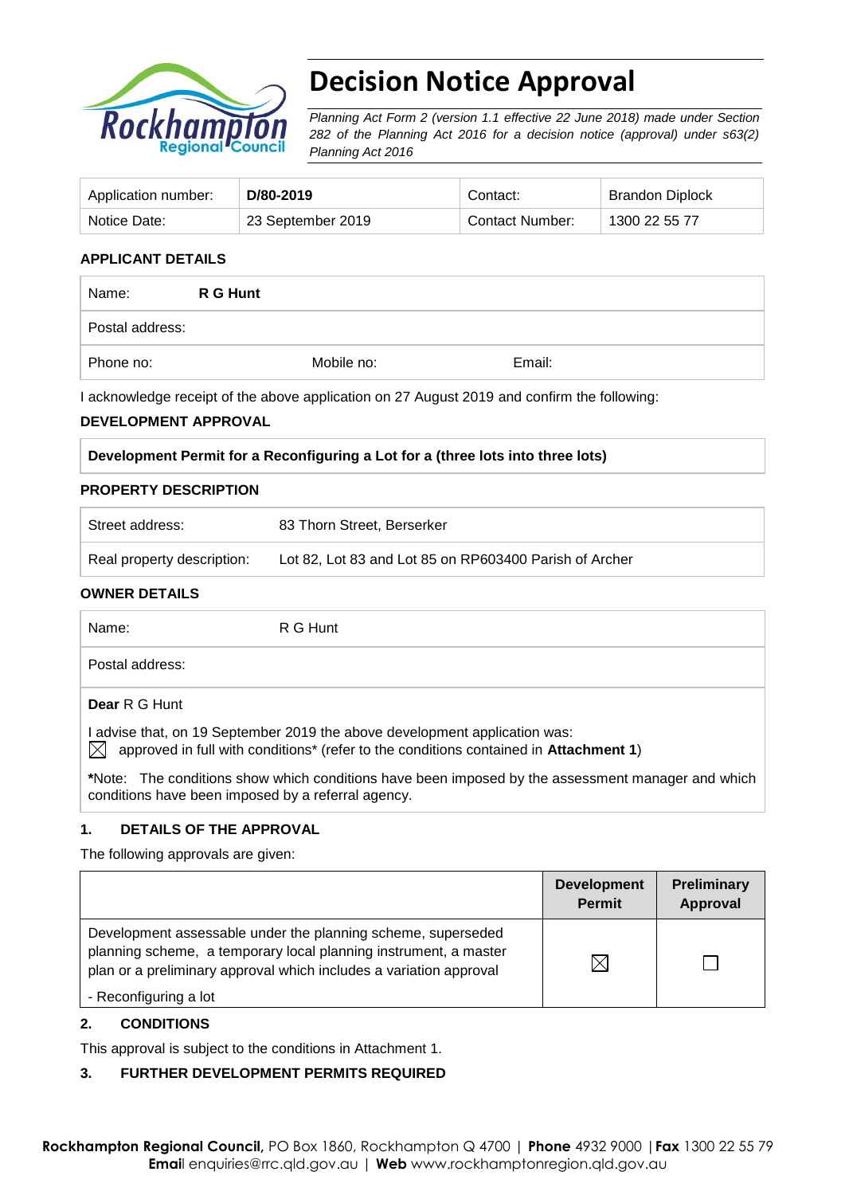# Decision Notice Approval

*Planning Act Form 2 (version 1.1 effective 22 June 2018) made under Section 282 of the Planning Act 2016 for a decision notice (approval) under s63(2) Planning Act 2016*

| Application number: | **D/80-2019** | Contact: | Brandon Diplock |
|---|---|---|---|
| Notice Date: | 23 September 2019 | Contact Number: | 1300 22 55 77 |

**APPLICANT DETAILS**

| Name: | **R G Hunt** | |
|---|---|---|
| Postal address: | | |
| Phone no: | Mobile no: | Email: |

I acknowledge receipt of the above application on 27 August 2019 and confirm the following:

**DEVELOPMENT APPROVAL**

**Development Permit for a Reconfiguring a Lot for a (three lots into three lots)**

**PROPERTY DESCRIPTION**

| Street address: | 83 Thorn Street, Berserker |
|---|---|
| Real property description: | Lot 82, Lot 83 and Lot 85 on RP603400 Parish of Archer |

**OWNER DETAILS**

| Name: | R G Hunt |
|---|---|
| Postal address: | |

**Dear** R G Hunt

I advise that, on 19 September 2019 the above development application was:

☒ approved in full with conditions* (refer to the conditions contained in **Attachment 1**)

***Note:** The conditions show which conditions have been imposed by the assessment manager and which conditions have been imposed by a referral agency.

**1. DETAILS OF THE APPROVAL**

The following approvals are given:

| | Development Permit | Preliminary Approval |
|---|---|---|
| Development assessable under the planning scheme, superseded planning scheme, a temporary local planning instrument, a master plan or a preliminary approval which includes a variation approval<br>- Reconfiguring a lot | ☒ | ☐ |

**2. CONDITIONS**

This approval is subject to the conditions in Attachment 1.

**3. FURTHER DEVELOPMENT PERMITS REQUIRED**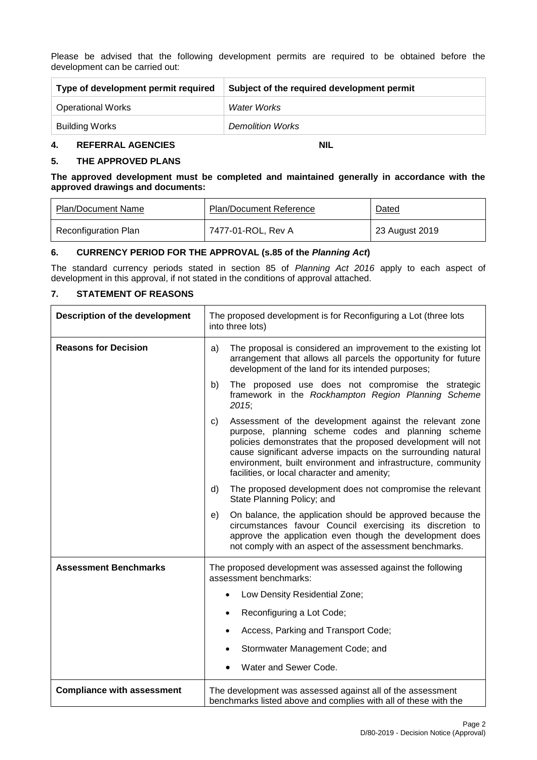Please be advised that the following development permits are required to be obtained before the development can be carried out:

| Type of development permit required | Subject of the required development permit |
|---|---|
| Operational Works | *Water Works* |
| Building Works | *Demolition Works* |

## 4. REFERRAL AGENCIES NIL

## 5. THE APPROVED PLANS

**The approved development must be completed and maintained generally in accordance with the approved drawings and documents:**

| Plan/Document Name | Plan/Document Reference | Dated |
|---|---|---|
| Reconfiguration Plan | 7477-01-ROL, Rev A | 23 August 2019 |

## 6. CURRENCY PERIOD FOR THE APPROVAL (s.85 of the *Planning Act*)

The standard currency periods stated in section 85 of *Planning Act 2016* apply to each aspect of development in this approval, if not stated in the conditions of approval attached.

## 7. STATEMENT OF REASONS

| | |
|---|---|
| **Description of the development** | The proposed development is for Reconfiguring a Lot (three lots into three lots) |
| **Reasons for Decision** | a) The proposal is considered an improvement to the existing lot arrangement that allows all parcels the opportunity for future development of the land for its intended purposes;<br>b) The proposed use does not compromise the strategic framework in the *Rockhampton Region Planning Scheme 2015*;<br>c) Assessment of the development against the relevant zone purpose, planning scheme codes and planning scheme policies demonstrates that the proposed development will not cause significant adverse impacts on the surrounding natural environment, built environment and infrastructure, community facilities, or local character and amenity;<br>d) The proposed development does not compromise the relevant State Planning Policy; and<br>e) On balance, the application should be approved because the circumstances favour Council exercising its discretion to approve the application even though the development does not comply with an aspect of the assessment benchmarks. |
| **Assessment Benchmarks** | The proposed development was assessed against the following assessment benchmarks:<br>• Low Density Residential Zone;<br>• Reconfiguring a Lot Code;<br>• Access, Parking and Transport Code;<br>• Stormwater Management Code; and<br>• Water and Sewer Code. |
| **Compliance with assessment** | The development was assessed against all of the assessment benchmarks listed above and complies with all of these with the |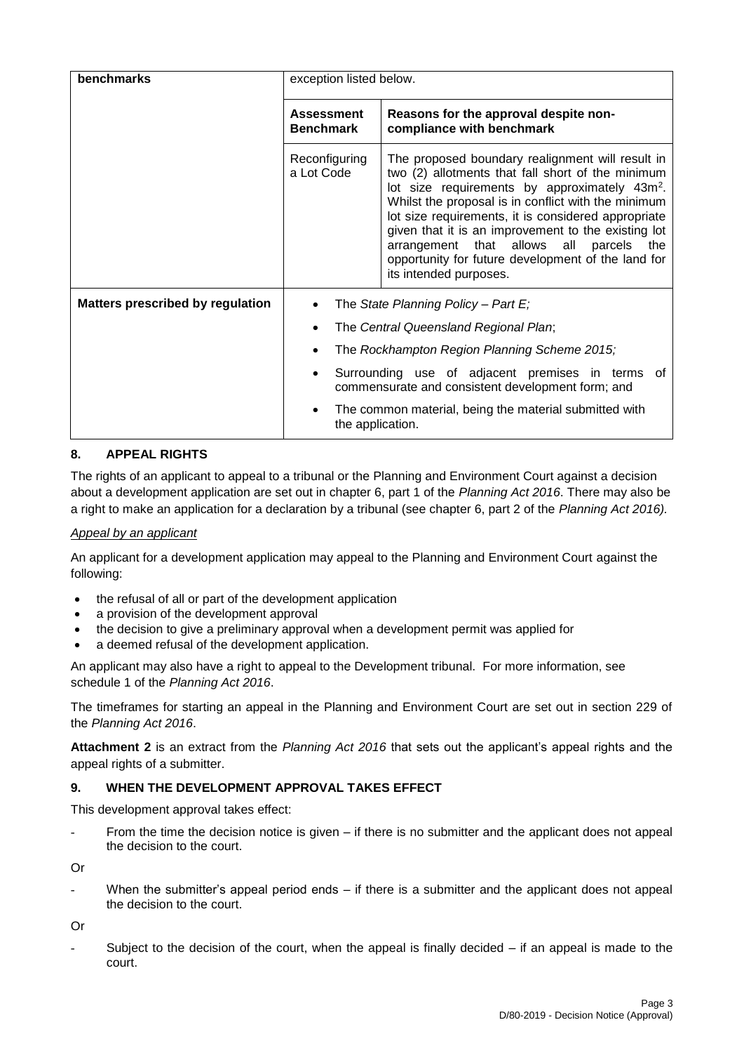| benchmarks | exception listed below. | |
|---|---|---|
| | **Assessment Benchmark** | **Reasons for the approval despite non-compliance with benchmark** |
| | Reconfiguring a Lot Code | The proposed boundary realignment will result in two (2) allotments that fall short of the minimum lot size requirements by approximately $43m^2$. Whilst the proposal is in conflict with the minimum lot size requirements, it is considered appropriate given that it is an improvement to the existing lot arrangement that allows all parcels the opportunity for future development of the land for its intended purposes. |
| **Matters prescribed by regulation** | • The *State Planning Policy – Part E;*<br>• The *Central Queensland Regional Plan*;<br>• The *Rockhampton Region Planning Scheme 2015;*<br>• Surrounding use of adjacent premises in terms of commensurate and consistent development form; and<br>• The common material, being the material submitted with the application. | |

## 8. APPEAL RIGHTS

The rights of an applicant to appeal to a tribunal or the Planning and Environment Court against a decision about a development application are set out in chapter 6, part 1 of the *Planning Act 2016*. There may also be a right to make an application for a declaration by a tribunal (see chapter 6, part 2 of the *Planning Act 2016).*

*Appeal by an applicant*

An applicant for a development application may appeal to the Planning and Environment Court against the following:

- the refusal of all or part of the development application
- a provision of the development approval
- the decision to give a preliminary approval when a development permit was applied for
- a deemed refusal of the development application.

An applicant may also have a right to appeal to the Development tribunal. For more information, see schedule 1 of the *Planning Act 2016*.

The timeframes for starting an appeal in the Planning and Environment Court are set out in section 229 of the *Planning Act 2016*.

**Attachment 2** is an extract from the *Planning Act 2016* that sets out the applicant's appeal rights and the appeal rights of a submitter.

## 9. WHEN THE DEVELOPMENT APPROVAL TAKES EFFECT

This development approval takes effect:

- From the time the decision notice is given – if there is no submitter and the applicant does not appeal the decision to the court.

Or

- When the submitter's appeal period ends – if there is a submitter and the applicant does not appeal the decision to the court.

Or

- Subject to the decision of the court, when the appeal is finally decided – if an appeal is made to the court.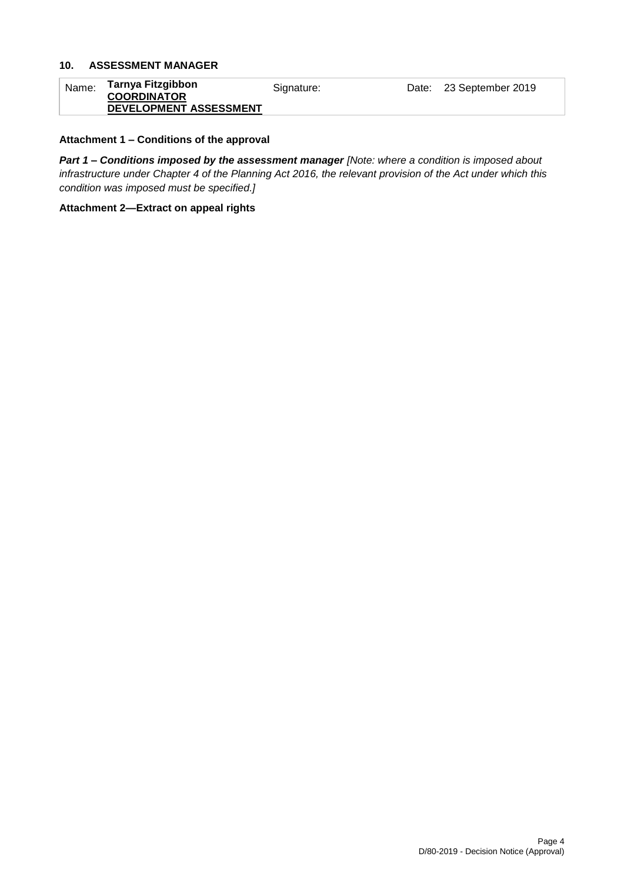## 10. ASSESSMENT MANAGER

| Name: | Tarnya Fitzgibbon<br>**COORDINATOR**<br>**DEVELOPMENT ASSESSMENT** | Signature: | | Date: | 23 September 2019 |
|---|---|---|---|---|---|

**Attachment 1 – Conditions of the approval**

***Part 1 – Conditions imposed by the assessment manager*** *[Note: where a condition is imposed about infrastructure under Chapter 4 of the Planning Act 2016, the relevant provision of the Act under which this condition was imposed must be specified.]*

**Attachment 2—Extract on appeal rights**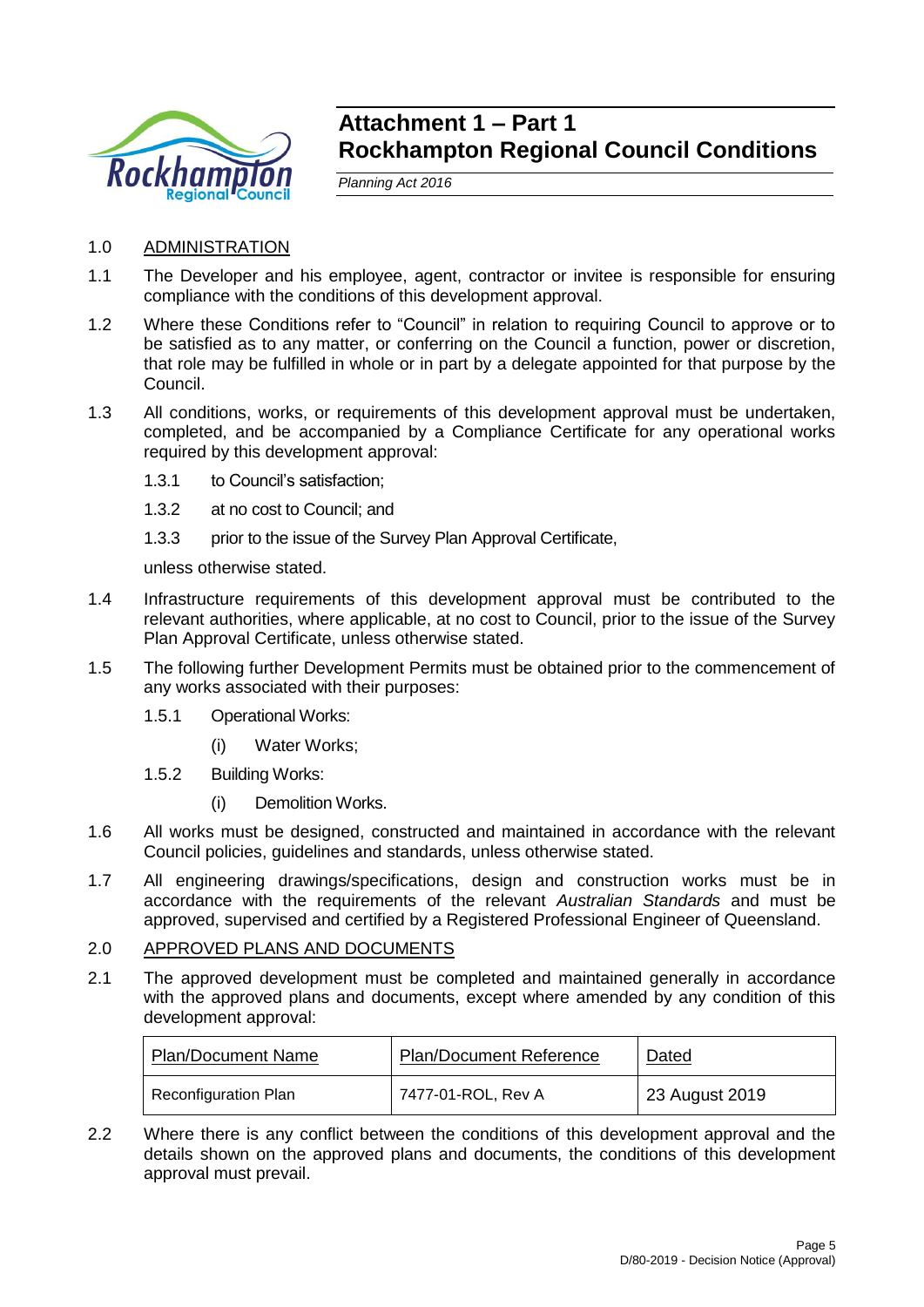# Attachment 1 – Part 1
# Rockhampton Regional Council Conditions

*Planning Act 2016*

1.0 ADMINISTRATION

1.1 The Developer and his employee, agent, contractor or invitee is responsible for ensuring compliance with the conditions of this development approval.

1.2 Where these Conditions refer to "Council" in relation to requiring Council to approve or to be satisfied as to any matter, or conferring on the Council a function, power or discretion, that role may be fulfilled in whole or in part by a delegate appointed for that purpose by the Council.

1.3 All conditions, works, or requirements of this development approval must be undertaken, completed, and be accompanied by a Compliance Certificate for any operational works required by this development approval:

1.3.1 to Council's satisfaction;

1.3.2 at no cost to Council; and

1.3.3 prior to the issue of the Survey Plan Approval Certificate,

unless otherwise stated.

1.4 Infrastructure requirements of this development approval must be contributed to the relevant authorities, where applicable, at no cost to Council, prior to the issue of the Survey Plan Approval Certificate, unless otherwise stated.

1.5 The following further Development Permits must be obtained prior to the commencement of any works associated with their purposes:

1.5.1 Operational Works:

(i) Water Works;

1.5.2 Building Works:

(i) Demolition Works.

1.6 All works must be designed, constructed and maintained in accordance with the relevant Council policies, guidelines and standards, unless otherwise stated.

1.7 All engineering drawings/specifications, design and construction works must be in accordance with the requirements of the relevant *Australian Standards* and must be approved, supervised and certified by a Registered Professional Engineer of Queensland.

2.0 APPROVED PLANS AND DOCUMENTS

2.1 The approved development must be completed and maintained generally in accordance with the approved plans and documents, except where amended by any condition of this development approval:

| Plan/Document Name | Plan/Document Reference | Dated |
|---|---|---|
| Reconfiguration Plan | 7477-01-ROL, Rev A | 23 August 2019 |

2.2 Where there is any conflict between the conditions of this development approval and the details shown on the approved plans and documents, the conditions of this development approval must prevail.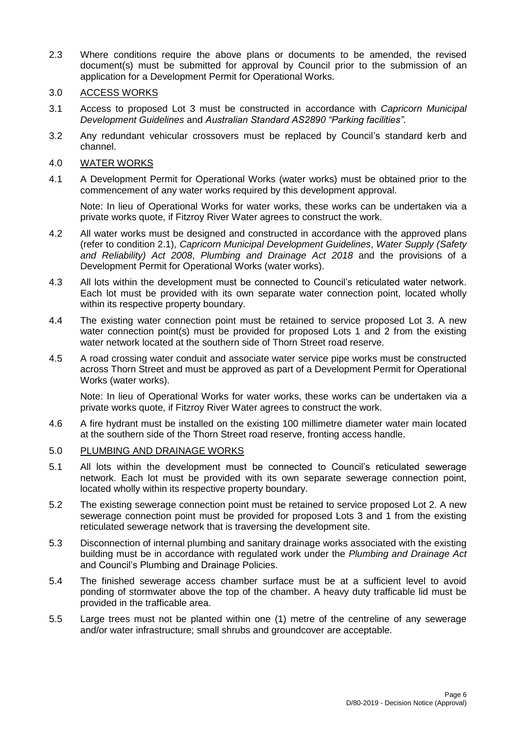2.3 Where conditions require the above plans or documents to be amended, the revised document(s) must be submitted for approval by Council prior to the submission of an application for a Development Permit for Operational Works.

3.0 ACCESS WORKS

3.1 Access to proposed Lot 3 must be constructed in accordance with *Capricorn Municipal Development Guidelines* and *Australian Standard AS2890 "Parking facilities"*.

3.2 Any redundant vehicular crossovers must be replaced by Council's standard kerb and channel.

4.0 WATER WORKS

4.1 A Development Permit for Operational Works (water works) must be obtained prior to the commencement of any water works required by this development approval.

Note: In lieu of Operational Works for water works, these works can be undertaken via a private works quote, if Fitzroy River Water agrees to construct the work.

4.2 All water works must be designed and constructed in accordance with the approved plans (refer to condition 2.1), *Capricorn Municipal Development Guidelines*, *Water Supply (Safety and Reliability) Act 2008*, *Plumbing and Drainage Act 2018* and the provisions of a Development Permit for Operational Works (water works).

4.3 All lots within the development must be connected to Council's reticulated water network. Each lot must be provided with its own separate water connection point, located wholly within its respective property boundary.

4.4 The existing water connection point must be retained to service proposed Lot 3. A new water connection point(s) must be provided for proposed Lots 1 and 2 from the existing water network located at the southern side of Thorn Street road reserve.

4.5 A road crossing water conduit and associate water service pipe works must be constructed across Thorn Street and must be approved as part of a Development Permit for Operational Works (water works).

Note: In lieu of Operational Works for water works, these works can be undertaken via a private works quote, if Fitzroy River Water agrees to construct the work.

4.6 A fire hydrant must be installed on the existing 100 millimetre diameter water main located at the southern side of the Thorn Street road reserve, fronting access handle.

5.0 PLUMBING AND DRAINAGE WORKS

5.1 All lots within the development must be connected to Council's reticulated sewerage network. Each lot must be provided with its own separate sewerage connection point, located wholly within its respective property boundary.

5.2 The existing sewerage connection point must be retained to service proposed Lot 2. A new sewerage connection point must be provided for proposed Lots 3 and 1 from the existing reticulated sewerage network that is traversing the development site.

5.3 Disconnection of internal plumbing and sanitary drainage works associated with the existing building must be in accordance with regulated work under the *Plumbing and Drainage Act* and Council's Plumbing and Drainage Policies.

5.4 The finished sewerage access chamber surface must be at a sufficient level to avoid ponding of stormwater above the top of the chamber. A heavy duty trafficable lid must be provided in the trafficable area.

5.5 Large trees must not be planted within one (1) metre of the centreline of any sewerage and/or water infrastructure; small shrubs and groundcover are acceptable.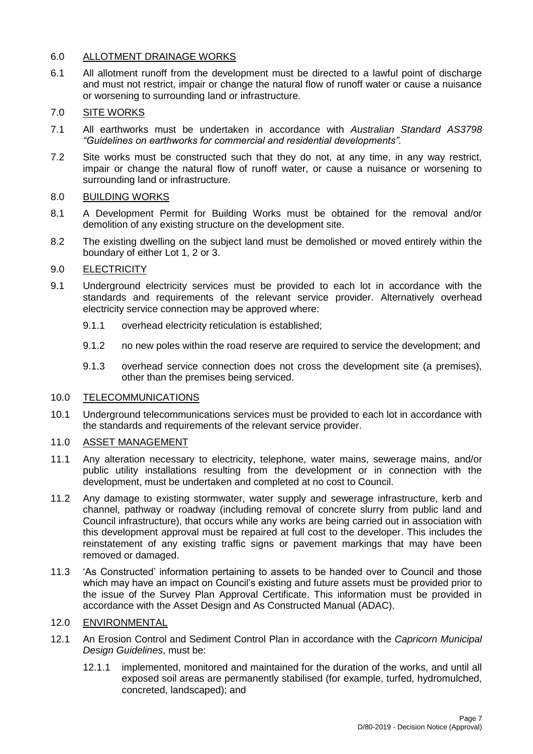## 6.0 ALLOTMENT DRAINAGE WORKS

6.1 All allotment runoff from the development must be directed to a lawful point of discharge and must not restrict, impair or change the natural flow of runoff water or cause a nuisance or worsening to surrounding land or infrastructure.

## 7.0 SITE WORKS

7.1 All earthworks must be undertaken in accordance with *Australian Standard AS3798 "Guidelines on earthworks for commercial and residential developments".*

7.2 Site works must be constructed such that they do not, at any time, in any way restrict, impair or change the natural flow of runoff water, or cause a nuisance or worsening to surrounding land or infrastructure.

## 8.0 BUILDING WORKS

8.1 A Development Permit for Building Works must be obtained for the removal and/or demolition of any existing structure on the development site.

8.2 The existing dwelling on the subject land must be demolished or moved entirely within the boundary of either Lot 1, 2 or 3.

## 9.0 ELECTRICITY

9.1 Underground electricity services must be provided to each lot in accordance with the standards and requirements of the relevant service provider. Alternatively overhead electricity service connection may be approved where:

9.1.1 overhead electricity reticulation is established;

9.1.2 no new poles within the road reserve are required to service the development; and

9.1.3 overhead service connection does not cross the development site (a premises), other than the premises being serviced.

## 10.0 TELECOMMUNICATIONS

10.1 Underground telecommunications services must be provided to each lot in accordance with the standards and requirements of the relevant service provider.

## 11.0 ASSET MANAGEMENT

11.1 Any alteration necessary to electricity, telephone, water mains, sewerage mains, and/or public utility installations resulting from the development or in connection with the development, must be undertaken and completed at no cost to Council.

11.2 Any damage to existing stormwater, water supply and sewerage infrastructure, kerb and channel, pathway or roadway (including removal of concrete slurry from public land and Council infrastructure), that occurs while any works are being carried out in association with this development approval must be repaired at full cost to the developer. This includes the reinstatement of any existing traffic signs or pavement markings that may have been removed or damaged.

11.3 'As Constructed' information pertaining to assets to be handed over to Council and those which may have an impact on Council's existing and future assets must be provided prior to the issue of the Survey Plan Approval Certificate. This information must be provided in accordance with the Asset Design and As Constructed Manual (ADAC).

## 12.0 ENVIRONMENTAL

12.1 An Erosion Control and Sediment Control Plan in accordance with the *Capricorn Municipal Design Guidelines*, must be:

12.1.1 implemented, monitored and maintained for the duration of the works, and until all exposed soil areas are permanently stabilised (for example, turfed, hydromulched, concreted, landscaped); and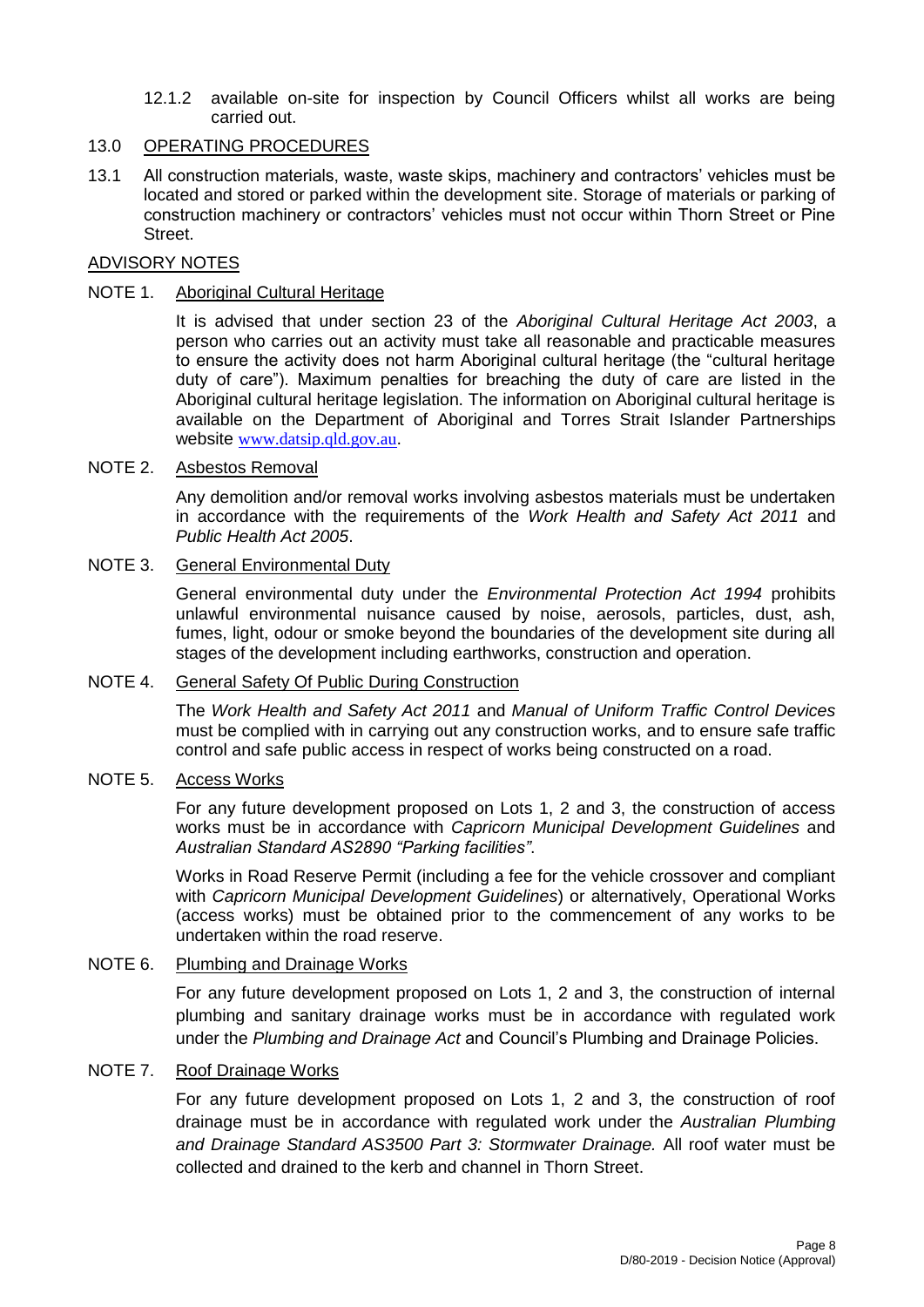12.1.2 available on-site for inspection by Council Officers whilst all works are being carried out.

## 13.0 OPERATING PROCEDURES

13.1 All construction materials, waste, waste skips, machinery and contractors' vehicles must be located and stored or parked within the development site. Storage of materials or parking of construction machinery or contractors' vehicles must not occur within Thorn Street or Pine Street.

## ADVISORY NOTES

NOTE 1. Aboriginal Cultural Heritage

It is advised that under section 23 of the *Aboriginal Cultural Heritage Act 2003*, a person who carries out an activity must take all reasonable and practicable measures to ensure the activity does not harm Aboriginal cultural heritage (the "cultural heritage duty of care"). Maximum penalties for breaching the duty of care are listed in the Aboriginal cultural heritage legislation. The information on Aboriginal cultural heritage is available on the Department of Aboriginal and Torres Strait Islander Partnerships website www.datsip.qld.gov.au.

NOTE 2. Asbestos Removal

Any demolition and/or removal works involving asbestos materials must be undertaken in accordance with the requirements of the *Work Health and Safety Act 2011* and *Public Health Act 2005*.

NOTE 3. General Environmental Duty

General environmental duty under the *Environmental Protection Act 1994* prohibits unlawful environmental nuisance caused by noise, aerosols, particles, dust, ash, fumes, light, odour or smoke beyond the boundaries of the development site during all stages of the development including earthworks, construction and operation.

NOTE 4. General Safety Of Public During Construction

The *Work Health and Safety Act 2011* and *Manual of Uniform Traffic Control Devices* must be complied with in carrying out any construction works, and to ensure safe traffic control and safe public access in respect of works being constructed on a road.

NOTE 5. Access Works

For any future development proposed on Lots 1, 2 and 3, the construction of access works must be in accordance with *Capricorn Municipal Development Guidelines* and *Australian Standard AS2890 "Parking facilities"*.

Works in Road Reserve Permit (including a fee for the vehicle crossover and compliant with *Capricorn Municipal Development Guidelines*) or alternatively, Operational Works (access works) must be obtained prior to the commencement of any works to be undertaken within the road reserve.

NOTE 6. Plumbing and Drainage Works

For any future development proposed on Lots 1, 2 and 3, the construction of internal plumbing and sanitary drainage works must be in accordance with regulated work under the *Plumbing and Drainage Act* and Council's Plumbing and Drainage Policies.

NOTE 7. Roof Drainage Works

For any future development proposed on Lots 1, 2 and 3, the construction of roof drainage must be in accordance with regulated work under the *Australian Plumbing and Drainage Standard AS3500 Part 3: Stormwater Drainage.* All roof water must be collected and drained to the kerb and channel in Thorn Street.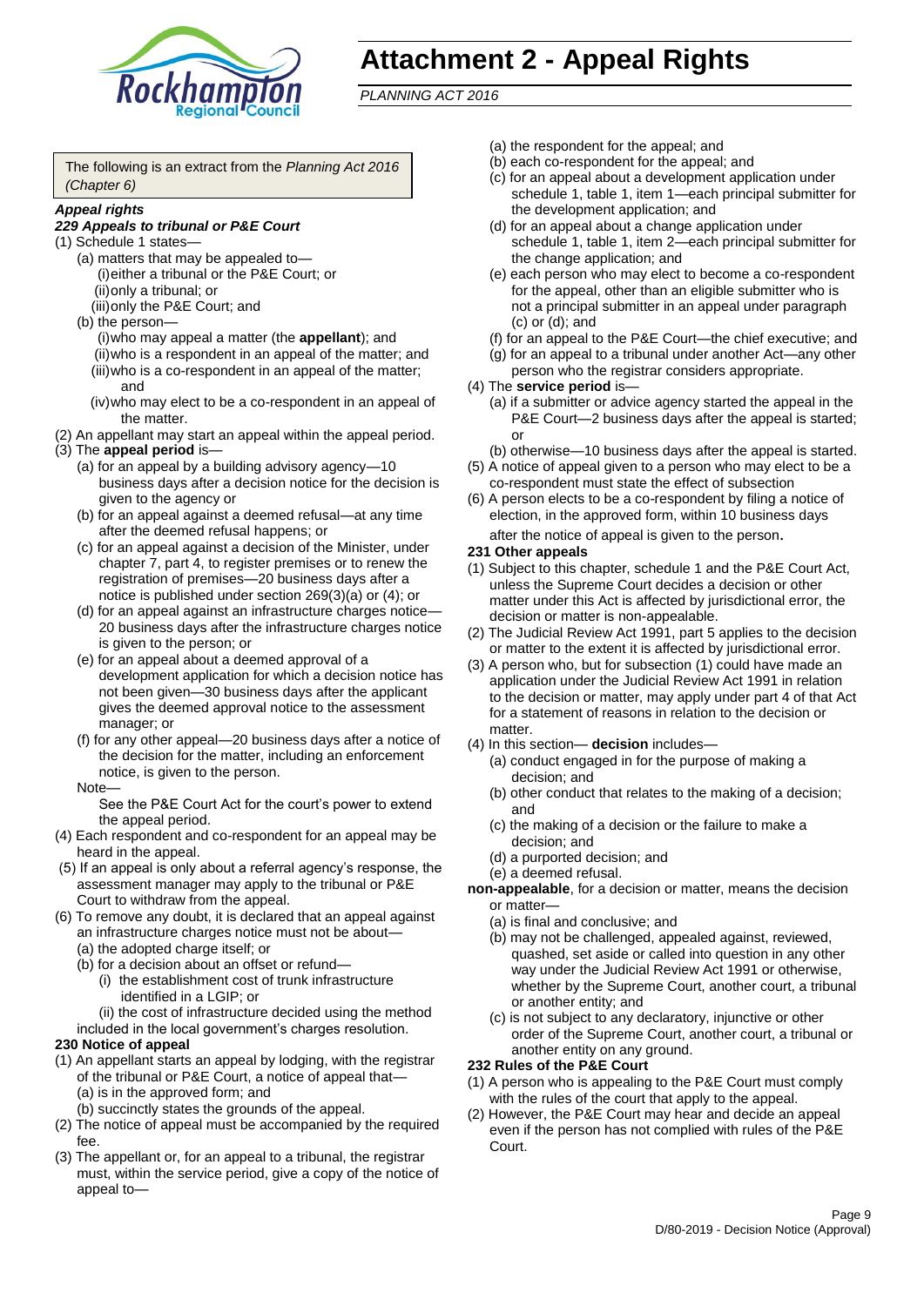# Attachment 2 - Appeal Rights

*PLANNING ACT 2016*

The following is an extract from the *Planning Act 2016 (Chapter 6)*

***Appeal rights***

***229 Appeals to tribunal or P&E Court***

(1) Schedule 1 states—
- (a) matters that may be appealed to—
  - (i) either a tribunal or the P&E Court; or
  - (ii) only a tribunal; or
  - (iii) only the P&E Court; and
- (b) the person—
  - (i) who may appeal a matter (the **appellant**); and
  - (ii) who is a respondent in an appeal of the matter; and
  - (iii) who is a co-respondent in an appeal of the matter; and
  - (iv) who may elect to be a co-respondent in an appeal of the matter.

(2) An appellant may start an appeal within the appeal period.

(3) The **appeal period** is—
- (a) for an appeal by a building advisory agency—10 business days after a decision notice for the decision is given to the agency or
- (b) for an appeal against a deemed refusal—at any time after the deemed refusal happens; or
- (c) for an appeal against a decision of the Minister, under chapter 7, part 4, to register premises or to renew the registration of premises—20 business days after a notice is published under section 269(3)(a) or (4); or
- (d) for an appeal against an infrastructure charges notice—20 business days after the infrastructure charges notice is given to the person; or
- (e) for an appeal about a deemed approval of a development application for which a decision notice has not been given—30 business days after the applicant gives the deemed approval notice to the assessment manager; or
- (f) for any other appeal—20 business days after a notice of the decision for the matter, including an enforcement notice, is given to the person.

Note—

See the P&E Court Act for the court's power to extend the appeal period.

(4) Each respondent and co-respondent for an appeal may be heard in the appeal.

(5) If an appeal is only about a referral agency's response, the assessment manager may apply to the tribunal or P&E Court to withdraw from the appeal.

(6) To remove any doubt, it is declared that an appeal against an infrastructure charges notice must not be about—
- (a) the adopted charge itself; or
- (b) for a decision about an offset or refund—
  - (i) the establishment cost of trunk infrastructure identified in a LGIP; or
  - (ii) the cost of infrastructure decided using the method included in the local government's charges resolution.

**230 Notice of appeal**

(1) An appellant starts an appeal by lodging, with the registrar of the tribunal or P&E Court, a notice of appeal that—
- (a) is in the approved form; and
- (b) succinctly states the grounds of the appeal.

(2) The notice of appeal must be accompanied by the required fee.

(3) The appellant or, for an appeal to a tribunal, the registrar must, within the service period, give a copy of the notice of appeal to—
- (a) the respondent for the appeal; and
- (b) each co-respondent for the appeal; and
- (c) for an appeal about a development application under schedule 1, table 1, item 1—each principal submitter for the development application; and
- (d) for an appeal about a change application under schedule 1, table 1, item 2—each principal submitter for the change application; and
- (e) each person who may elect to become a co-respondent for the appeal, other than an eligible submitter who is not a principal submitter in an appeal under paragraph (c) or (d); and
- (f) for an appeal to the P&E Court—the chief executive; and
- (g) for an appeal to a tribunal under another Act—any other person who the registrar considers appropriate.

(4) The **service period** is—
- (a) if a submitter or advice agency started the appeal in the P&E Court—2 business days after the appeal is started; or
- (b) otherwise—10 business days after the appeal is started.

(5) A notice of appeal given to a person who may elect to be a co-respondent must state the effect of subsection

(6) A person elects to be a co-respondent by filing a notice of election, in the approved form, within 10 business days after the notice of appeal is given to the person**.**

**231 Other appeals**

(1) Subject to this chapter, schedule 1 and the P&E Court Act, unless the Supreme Court decides a decision or other matter under this Act is affected by jurisdictional error, the decision or matter is non-appealable.

(2) The Judicial Review Act 1991, part 5 applies to the decision or matter to the extent it is affected by jurisdictional error.

(3) A person who, but for subsection (1) could have made an application under the Judicial Review Act 1991 in relation to the decision or matter, may apply under part 4 of that Act for a statement of reasons in relation to the decision or matter.

(4) In this section— **decision** includes—
- (a) conduct engaged in for the purpose of making a decision; and
- (b) other conduct that relates to the making of a decision; and
- (c) the making of a decision or the failure to make a decision; and
- (d) a purported decision; and
- (e) a deemed refusal.

**non-appealable**, for a decision or matter, means the decision or matter—
- (a) is final and conclusive; and
- (b) may not be challenged, appealed against, reviewed, quashed, set aside or called into question in any other way under the Judicial Review Act 1991 or otherwise, whether by the Supreme Court, another court, a tribunal or another entity; and
- (c) is not subject to any declaratory, injunctive or other order of the Supreme Court, another court, a tribunal or another entity on any ground.

**232 Rules of the P&E Court**

(1) A person who is appealing to the P&E Court must comply with the rules of the court that apply to the appeal.

(2) However, the P&E Court may hear and decide an appeal even if the person has not complied with rules of the P&E Court.

D/80-2019 - Decision Notice (Approval)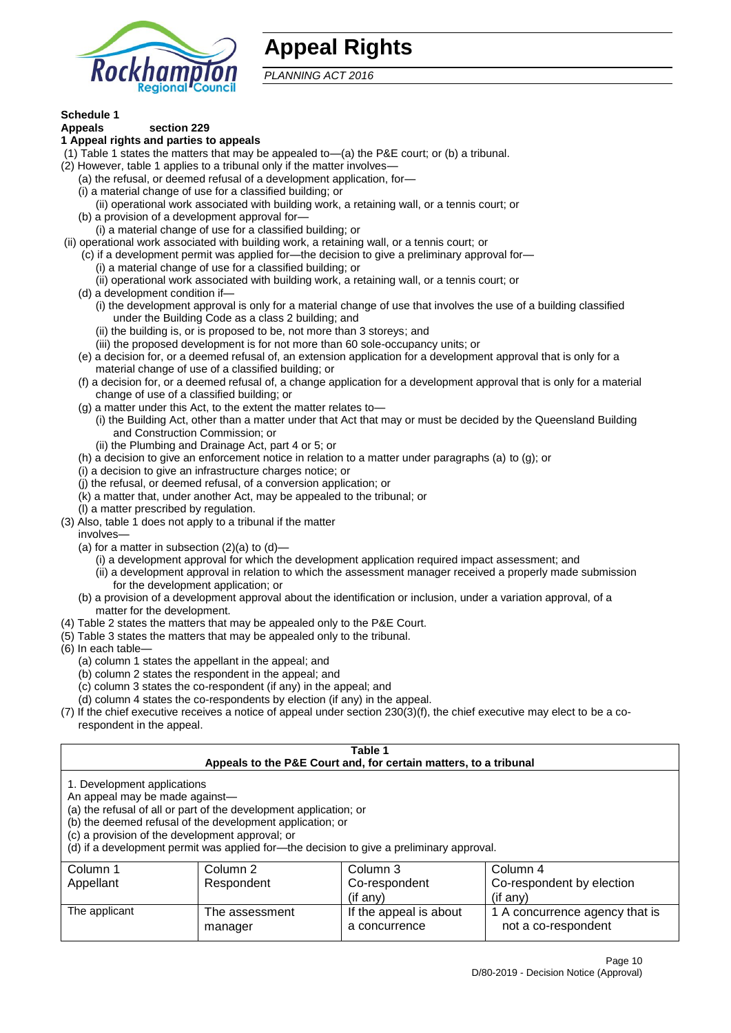# Appeal Rights

*PLANNING ACT 2016*

**Schedule 1**
**Appeals section 229**
**1 Appeal rights and parties to appeals**

(1) Table 1 states the matters that may be appealed to—(a) the P&E court; or (b) a tribunal.
(2) However, table 1 applies to a tribunal only if the matter involves—
(a) the refusal, or deemed refusal of a development application, for—
(i) a material change of use for a classified building; or
(ii) operational work associated with building work, a retaining wall, or a tennis court; or
(b) a provision of a development approval for—
(i) a material change of use for a classified building; or
(ii) operational work associated with building work, a retaining wall, or a tennis court; or
(c) if a development permit was applied for—the decision to give a preliminary approval for—
(i) a material change of use for a classified building; or
(ii) operational work associated with building work, a retaining wall, or a tennis court; or
(d) a development condition if—
(i) the development approval is only for a material change of use that involves the use of a building classified under the Building Code as a class 2 building; and
(ii) the building is, or is proposed to be, not more than 3 storeys; and
(iii) the proposed development is for not more than 60 sole-occupancy units; or
(e) a decision for, or a deemed refusal of, an extension application for a development approval that is only for a material change of use of a classified building; or
(f) a decision for, or a deemed refusal of, a change application for a development approval that is only for a material change of use of a classified building; or
(g) a matter under this Act, to the extent the matter relates to—
(i) the Building Act, other than a matter under that Act that may or must be decided by the Queensland Building and Construction Commission; or
(ii) the Plumbing and Drainage Act, part 4 or 5; or
(h) a decision to give an enforcement notice in relation to a matter under paragraphs (a) to (g); or
(i) a decision to give an infrastructure charges notice; or
(j) the refusal, or deemed refusal, of a conversion application; or
(k) a matter that, under another Act, may be appealed to the tribunal; or
(l) a matter prescribed by regulation.
(3) Also, table 1 does not apply to a tribunal if the matter involves—
(a) for a matter in subsection (2)(a) to (d)—
(i) a development approval for which the development application required impact assessment; and
(ii) a development approval in relation to which the assessment manager received a properly made submission for the development application; or
(b) a provision of a development approval about the identification or inclusion, under a variation approval, of a matter for the development.
(4) Table 2 states the matters that may be appealed only to the P&E Court.
(5) Table 3 states the matters that may be appealed only to the tribunal.
(6) In each table—
(a) column 1 states the appellant in the appeal; and
(b) column 2 states the respondent in the appeal; and
(c) column 3 states the co-respondent (if any) in the appeal; and
(d) column 4 states the co-respondents by election (if any) in the appeal.
(7) If the chief executive receives a notice of appeal under section 230(3)(f), the chief executive may elect to be a co-respondent in the appeal.

**Table 1**
**Appeals to the P&E Court and, for certain matters, to a tribunal**

1. Development applications
An appeal may be made against—
(a) the refusal of all or part of the development application; or
(b) the deemed refusal of the development application; or
(c) a provision of the development approval; or
(d) if a development permit was applied for—the decision to give a preliminary approval.

| Column 1<br>Appellant | Column 2<br>Respondent | Column 3<br>Co-respondent<br>(if any) | Column 4<br>Co-respondent by election<br>(if any) |
|---|---|---|---|
| The applicant | The assessment manager | If the appeal is about a concurrence | 1 A concurrence agency that is not a co-respondent |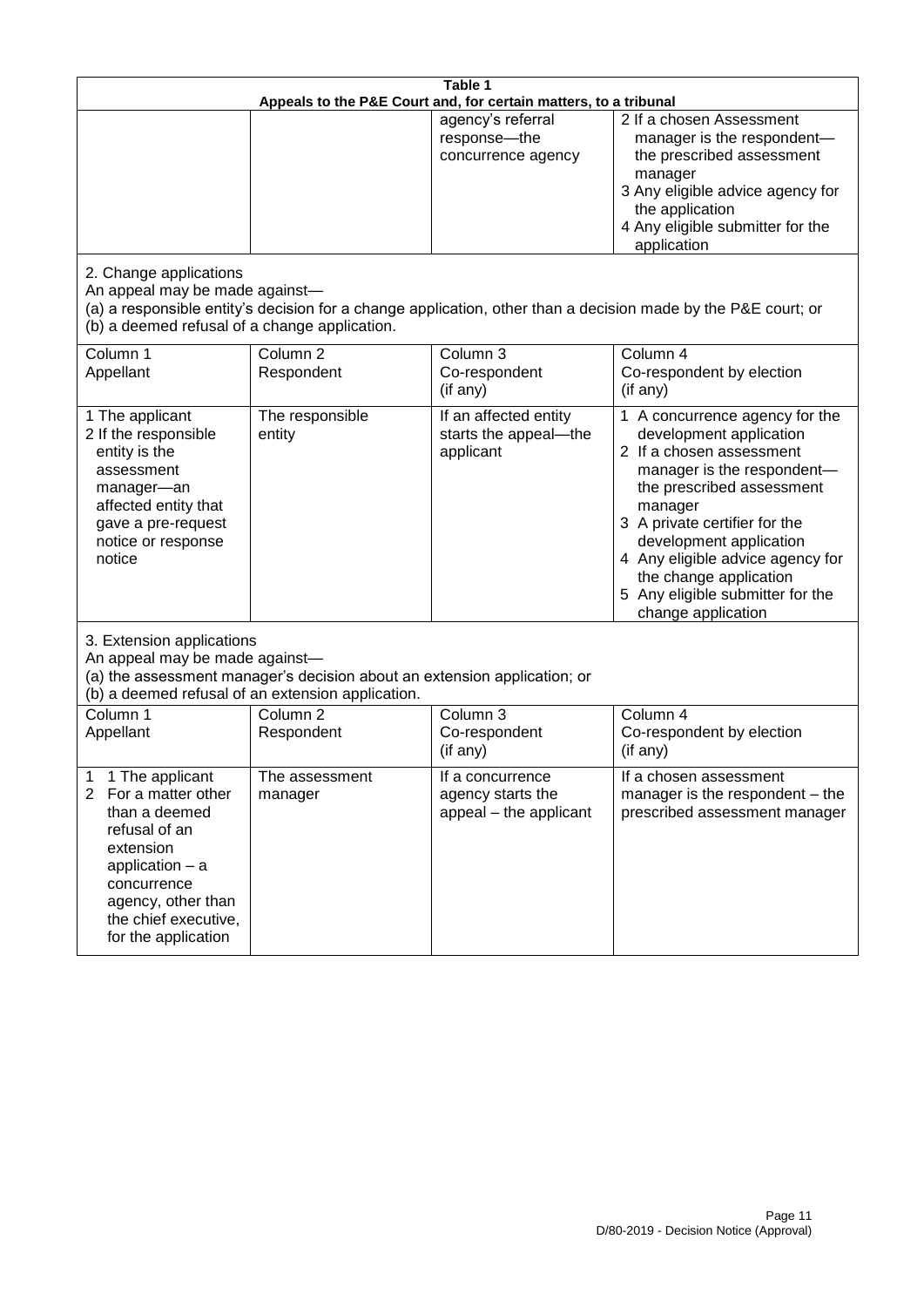**Table 1**
**Appeals to the P&E Court and, for certain matters, to a tribunal**

| | | | |
|---|---|---|---|
| | | agency's referral response—the concurrence agency | 2 If a chosen Assessment manager is the respondent—the prescribed assessment manager<br>3 Any eligible advice agency for the application<br>4 Any eligible submitter for the application |

2. Change applications

An appeal may be made against—
(a) a responsible entity's decision for a change application, other than a decision made by the P&E court; or
(b) a deemed refusal of a change application.

| Column 1<br>Appellant | Column 2<br>Respondent | Column 3<br>Co-respondent<br>(if any) | Column 4<br>Co-respondent by election<br>(if any) |
|---|---|---|---|
| 1 The applicant<br>2 If the responsible entity is the assessment manager—an affected entity that gave a pre-request notice or response notice | The responsible entity | If an affected entity starts the appeal—the applicant | 1 A concurrence agency for the development application<br>2 If a chosen assessment manager is the respondent—the prescribed assessment manager<br>3 A private certifier for the development application<br>4 Any eligible advice agency for the change application<br>5 Any eligible submitter for the change application |

3. Extension applications

An appeal may be made against—
(a) the assessment manager's decision about an extension application; or
(b) a deemed refusal of an extension application.

| Column 1<br>Appellant | Column 2<br>Respondent | Column 3<br>Co-respondent<br>(if any) | Column 4<br>Co-respondent by election<br>(if any) |
|---|---|---|---|
| 1 1 The applicant<br>2 For a matter other than a deemed refusal of an extension application – a concurrence agency, other than the chief executive, for the application | The assessment manager | If a concurrence agency starts the appeal – the applicant | If a chosen assessment manager is the respondent – the prescribed assessment manager |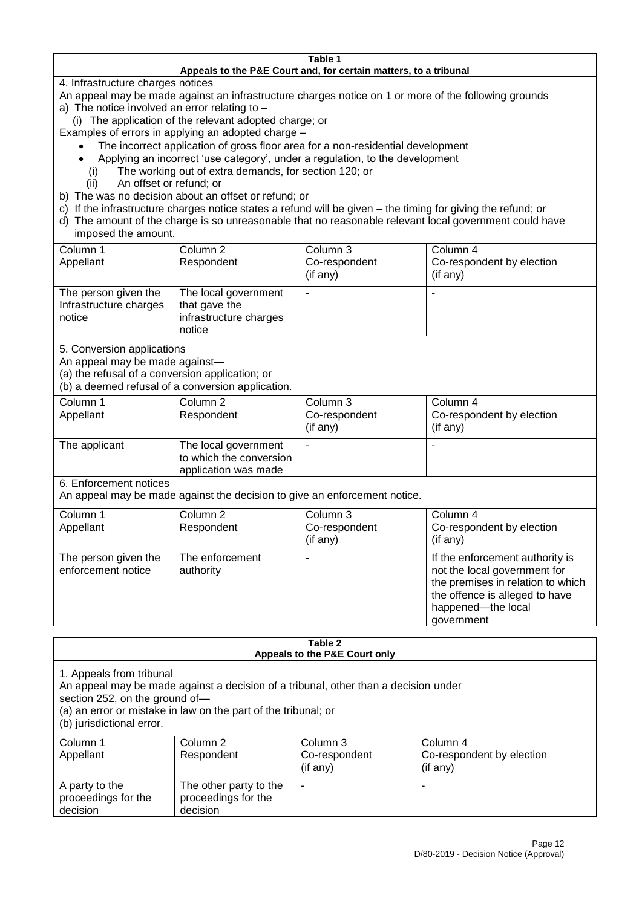**Table 1**
**Appeals to the P&E Court and, for certain matters, to a tribunal**

4. Infrastructure charges notices

An appeal may be made against an infrastructure charges notice on 1 or more of the following grounds

a) The notice involved an error relating to –

 (i) The application of the relevant adopted charge; or

Examples of errors in applying an adopted charge –

- The incorrect application of gross floor area for a non-residential development
- Applying an incorrect 'use category', under a regulation, to the development

 (i) The working out of extra demands, for section 120; or

 (ii) An offset or refund; or

b) The was no decision about an offset or refund; or

c) If the infrastructure charges notice states a refund will be given – the timing for giving the refund; or

d) The amount of the charge is so unreasonable that no reasonable relevant local government could have imposed the amount.

| Column 1<br>Appellant | Column 2<br>Respondent | Column 3<br>Co-respondent<br>(if any) | Column 4<br>Co-respondent by election<br>(if any) |
|---|---|---|---|
| The person given the Infrastructure charges notice | The local government that gave the infrastructure charges notice | - | - |

5. Conversion applications

An appeal may be made against—

(a) the refusal of a conversion application; or

(b) a deemed refusal of a conversion application.

| Column 1<br>Appellant | Column 2<br>Respondent | Column 3<br>Co-respondent<br>(if any) | Column 4<br>Co-respondent by election<br>(if any) |
|---|---|---|---|
| The applicant | The local government to which the conversion application was made | - | - |

6. Enforcement notices

An appeal may be made against the decision to give an enforcement notice.

| Column 1<br>Appellant | Column 2<br>Respondent | Column 3<br>Co-respondent<br>(if any) | Column 4<br>Co-respondent by election<br>(if any) |
|---|---|---|---|
| The person given the enforcement notice | The enforcement authority | - | If the enforcement authority is not the local government for the premises in relation to which the offence is alleged to have happened—the local government |

**Table 2**
**Appeals to the P&E Court only**

1. Appeals from tribunal

An appeal may be made against a decision of a tribunal, other than a decision under section 252, on the ground of—

(a) an error or mistake in law on the part of the tribunal; or

(b) jurisdictional error.

| Column 1<br>Appellant | Column 2<br>Respondent | Column 3<br>Co-respondent<br>(if any) | Column 4<br>Co-respondent by election<br>(if any) |
|---|---|---|---|
| A party to the proceedings for the decision | The other party to the proceedings for the decision | - | - |

D/80-2019 - Decision Notice (Approval)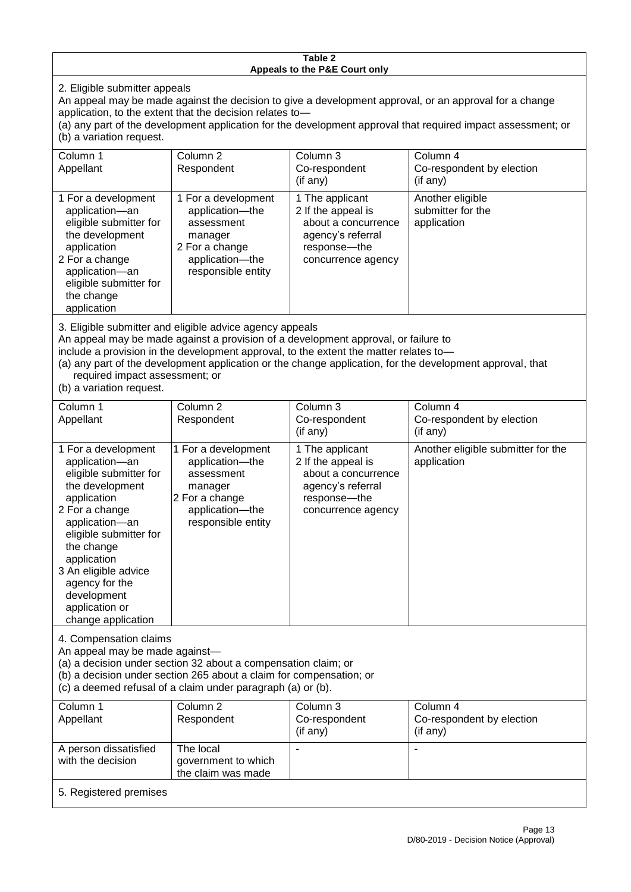**Table 2**
**Appeals to the P&E Court only**

2. Eligible submitter appeals

An appeal may be made against the decision to give a development approval, or an approval for a change application, to the extent that the decision relates to—

(a) any part of the development application for the development approval that required impact assessment; or

(b) a variation request.

| Column 1<br>Appellant | Column 2<br>Respondent | Column 3<br>Co-respondent<br>(if any) | Column 4<br>Co-respondent by election<br>(if any) |
|---|---|---|---|
| 1 For a development application—an eligible submitter for the development application<br>2 For a change application—an eligible submitter for the change application | 1 For a development application—the assessment manager<br>2 For a change application—the responsible entity | 1 The applicant<br>2 If the appeal is about a concurrence agency's referral response—the concurrence agency | Another eligible submitter for the application |

3. Eligible submitter and eligible advice agency appeals

An appeal may be made against a provision of a development approval, or failure to include a provision in the development approval, to the extent the matter relates to—

(a) any part of the development application or the change application, for the development approval, that required impact assessment; or

(b) a variation request.

| Column 1<br>Appellant | Column 2<br>Respondent | Column 3<br>Co-respondent<br>(if any) | Column 4<br>Co-respondent by election<br>(if any) |
|---|---|---|---|
| 1 For a development application—an eligible submitter for the development application<br>2 For a change application—an eligible submitter for the change application<br>3 An eligible advice agency for the development application or change application | 1 For a development application—the assessment manager<br>2 For a change application—the responsible entity | 1 The applicant<br>2 If the appeal is about a concurrence agency's referral response—the concurrence agency | Another eligible submitter for the application |

4. Compensation claims

An appeal may be made against—

(a) a decision under section 32 about a compensation claim; or

(b) a decision under section 265 about a claim for compensation; or

(c) a deemed refusal of a claim under paragraph (a) or (b).

| Column 1<br>Appellant | Column 2<br>Respondent | Column 3<br>Co-respondent<br>(if any) | Column 4<br>Co-respondent by election<br>(if any) |
|---|---|---|---|
| A person dissatisfied with the decision | The local government to which the claim was made | - | - |

5. Registered premises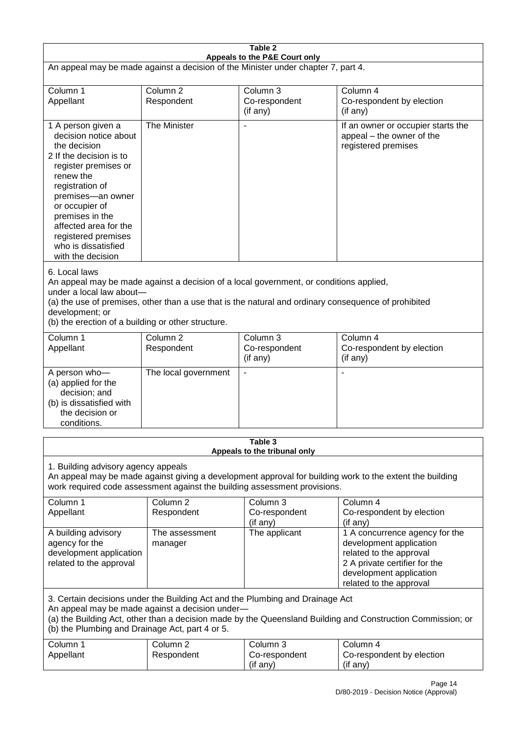**Table 2**
**Appeals to the P&E Court only**

An appeal may be made against a decision of the Minister under chapter 7, part 4.

| Column 1<br>Appellant | Column 2<br>Respondent | Column 3<br>Co-respondent<br>(if any) | Column 4<br>Co-respondent by election<br>(if any) |
|---|---|---|---|
| 1 A person given a decision notice about the decision<br>2 If the decision is to register premises or renew the registration of premises—an owner or occupier of premises in the affected area for the registered premises who is dissatisfied with the decision | The Minister | - | If an owner or occupier starts the appeal – the owner of the registered premises |

6. Local laws

An appeal may be made against a decision of a local government, or conditions applied, under a local law about—

(a) the use of premises, other than a use that is the natural and ordinary consequence of prohibited development; or

(b) the erection of a building or other structure.

| Column 1<br>Appellant | Column 2<br>Respondent | Column 3<br>Co-respondent<br>(if any) | Column 4<br>Co-respondent by election<br>(if any) |
|---|---|---|---|
| A person who—<br>(a) applied for the decision; and<br>(b) is dissatisfied with the decision or conditions. | The local government | - | - |

**Table 3**
**Appeals to the tribunal only**

1. Building advisory agency appeals

An appeal may be made against giving a development approval for building work to the extent the building work required code assessment against the building assessment provisions.

| Column 1<br>Appellant | Column 2<br>Respondent | Column 3<br>Co-respondent<br>(if any) | Column 4<br>Co-respondent by election<br>(if any) |
|---|---|---|---|
| A building advisory agency for the development application related to the approval | The assessment manager | The applicant | 1 A concurrence agency for the development application related to the approval<br>2 A private certifier for the development application related to the approval |

3. Certain decisions under the Building Act and the Plumbing and Drainage Act

An appeal may be made against a decision under—

(a) the Building Act, other than a decision made by the Queensland Building and Construction Commission; or

(b) the Plumbing and Drainage Act, part 4 or 5.

| Column 1<br>Appellant | Column 2<br>Respondent | Column 3<br>Co-respondent<br>(if any) | Column 4<br>Co-respondent by election<br>(if any) |
|---|---|---|---|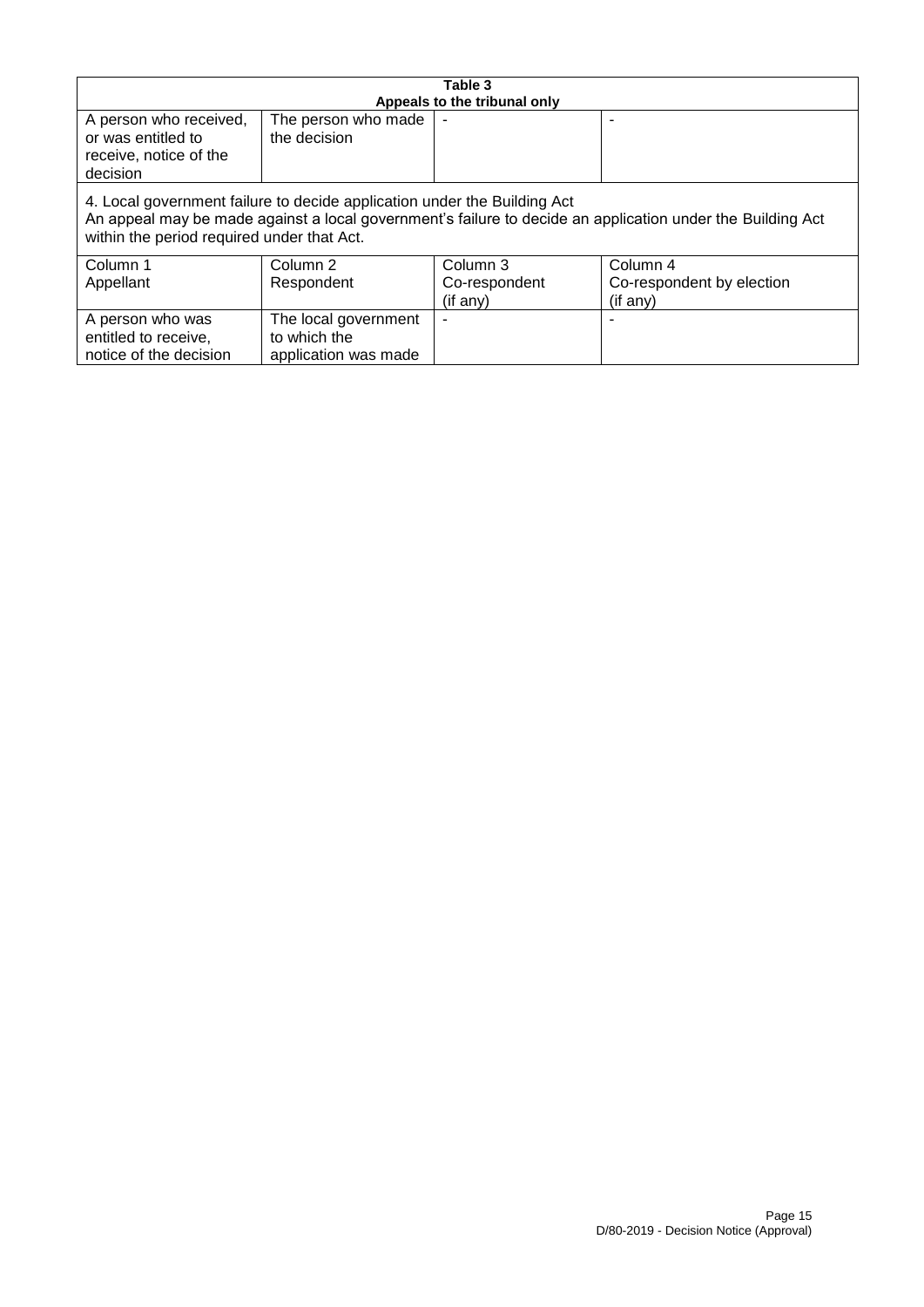| Table 3<br>Appeals to the tribunal only | | | |
|---|---|---|---|
| A person who received, or was entitled to receive, notice of the decision | The person who made the decision | - | - |
| 4. Local government failure to decide application under the Building Act<br>An appeal may be made against a local government's failure to decide an application under the Building Act within the period required under that Act. | | | |
| Column 1<br>Appellant | Column 2<br>Respondent | Column 3<br>Co-respondent<br>(if any) | Column 4<br>Co-respondent by election<br>(if any) |
| A person who was entitled to receive, notice of the decision | The local government to which the application was made | - | - |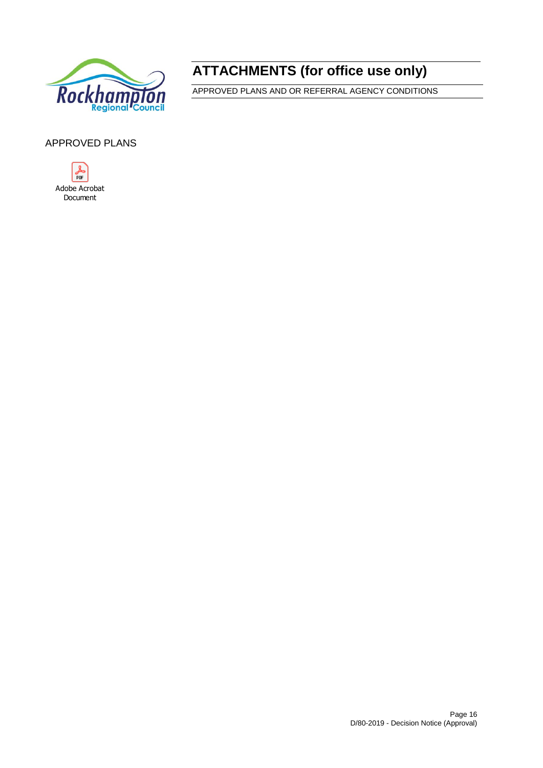# ATTACHMENTS (for office use only)

APPROVED PLANS AND OR REFERRAL AGENCY CONDITIONS

APPROVED PLANS

Adobe Acrobat Document